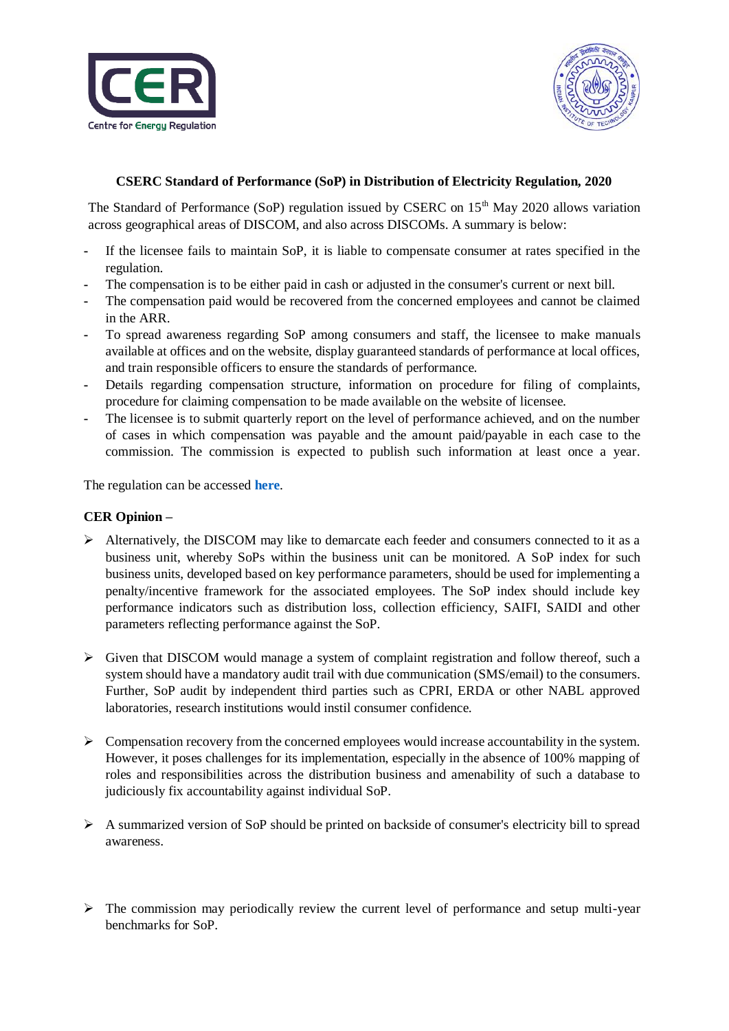### CSERC Standard of Performance (SoP) in Distribution of Electricity Regulation, 2020

The Standard of Performance (SoP) regulation issued by CSERC on 15th May 2020 allows variation across geographical areas of DISCOM, and also across DISCOMs. A summary is below:

- If the licensee fails to maintain SoP, it is liable to compensate consumer at rates specified in the regulation.
- The compensation is to be either paid in cash or adjusted in the consumer's current or next bill.
- The compensation paid would be recovered from the concerned employees and cannot be claimed in the ARR.
- To spread awareness regarding SoP among consumers and staff, the licensee to make manuals available at offices and on the website, display guaranteed standards of performance at local offices, and train responsible officers to ensure the standards of performance.
- Details regarding compensation structure, information on procedure for filing of complaints, procedure for claiming compensation to be made available on the website of licensee.
- The licensee is to submit quarterly report on the level of performance achieved, and on the number of cases in which compensation was payable and the amount paid/payable in each case to the commission. The commission is expected to publish such information at least once a year.

The regulation can be accessed **here**.

**CER Opinion –**

- Alternatively, the DISCOM may like to demarcate each feeder and consumers connected to it as a business unit, whereby SoPs within the business unit can be monitored. A SoP index for such business units, developed based on key performance parameters, should be used for implementing a penalty/incentive framework for the associated employees. The SoP index should include key performance indicators such as distribution loss, collection efficiency, SAIFI, SAIDI and other parameters reflecting performance against the SoP.

- Given that DISCOM would manage a system of complaint registration and follow thereof, such a system should have a mandatory audit trail with due communication (SMS/email) to the consumers. Further, SoP audit by independent third parties such as CPRI, ERDA or other NABL approved laboratories, research institutions would instil consumer confidence.

- Compensation recovery from the concerned employees would increase accountability in the system. However, it poses challenges for its implementation, especially in the absence of 100% mapping of roles and responsibilities across the distribution business and amenability of such a database to judiciously fix accountability against individual SoP.

- A summarized version of SoP should be printed on backside of consumer's electricity bill to spread awareness.

- The commission may periodically review the current level of performance and setup multi-year benchmarks for SoP.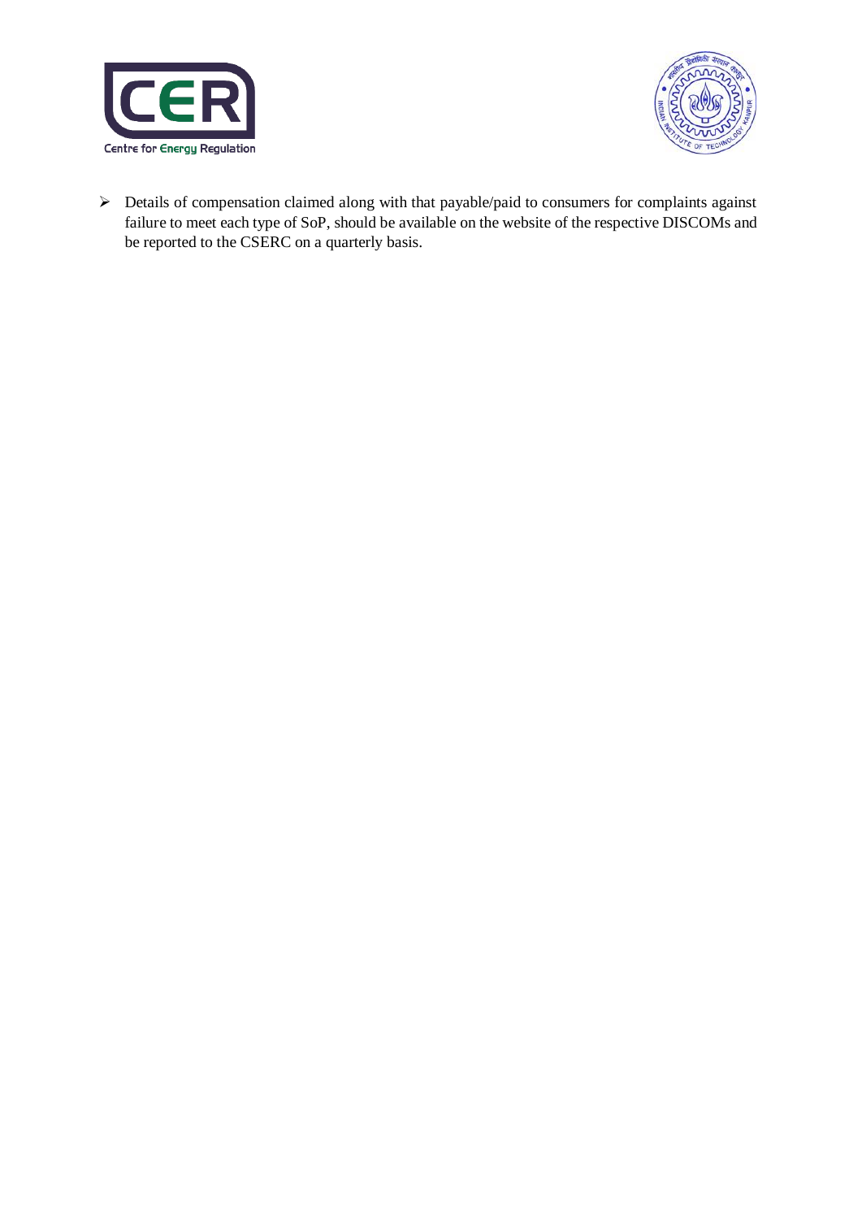- Details of compensation claimed along with that payable/paid to consumers for complaints against failure to meet each type of SoP, should be available on the website of the respective DISCOMs and be reported to the CSERC on a quarterly basis.